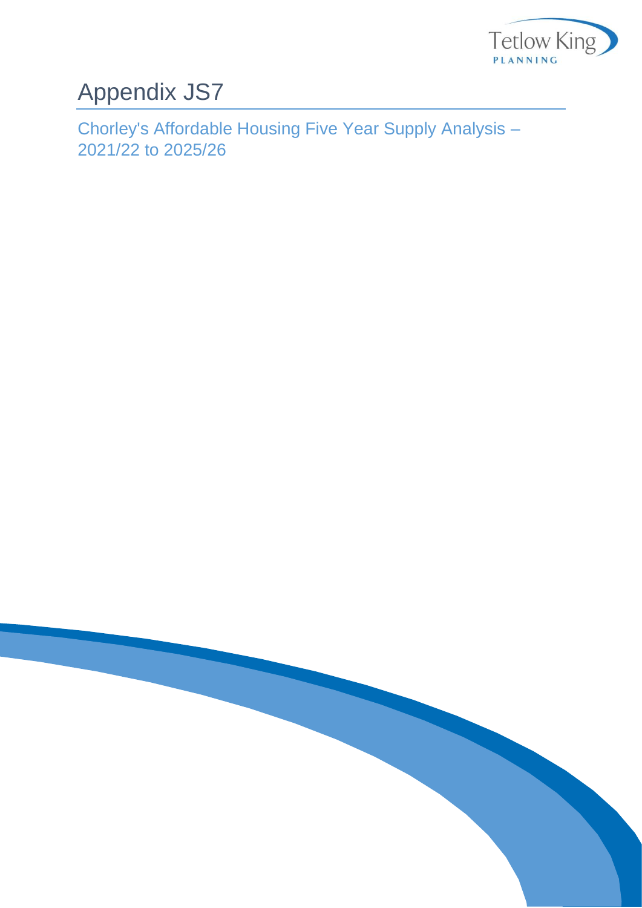# Appendix JS7

## Chorley's Affordable Housing Five Year Supply Analysis – 2021/22 to 2025/26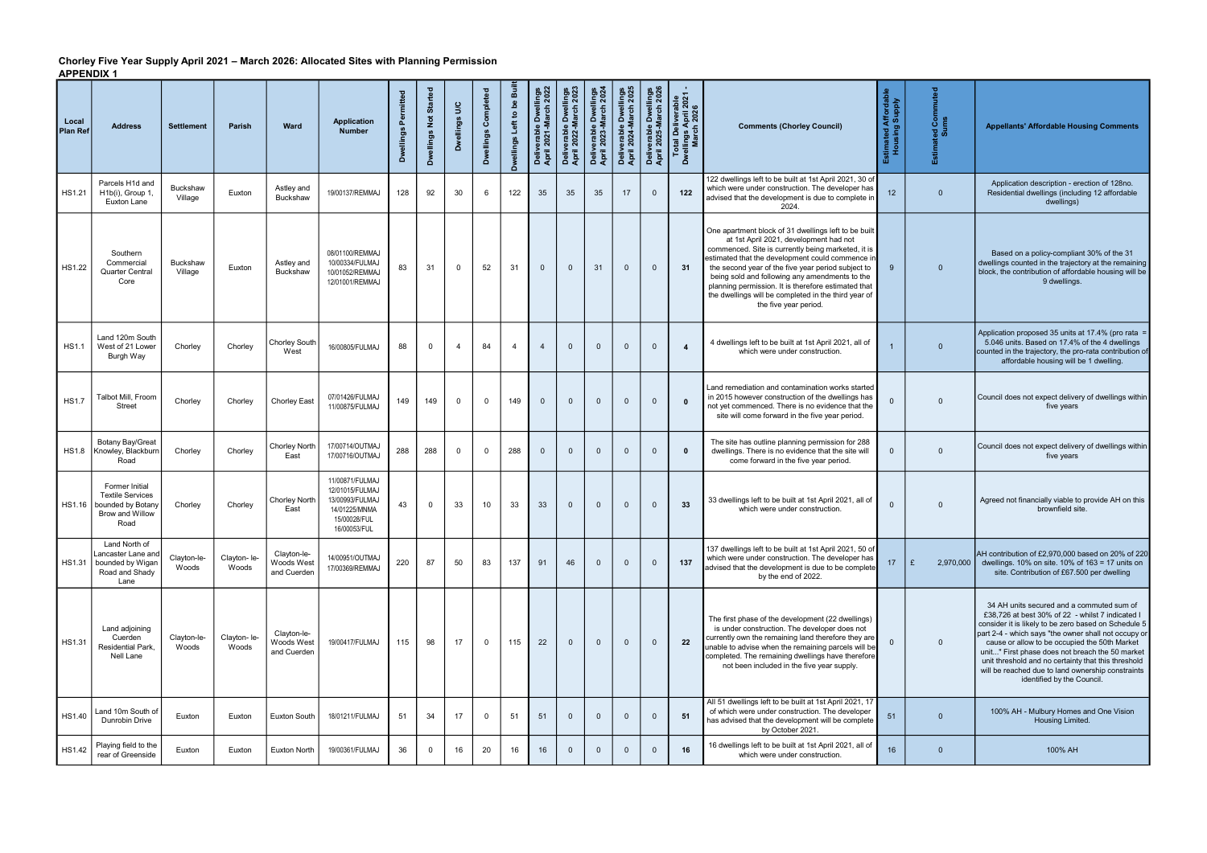**Chorley Five Year Supply April 2021 – March 2026: Allocated Sites with Planning Permission**

**APPENDIX 1**

| Local Plan Ref | Address | Settlement | Parish | Ward | Application Number | Dwellings Permitted | Dwellings Not Started | Dwellings U/C | Dwellings Completed | Dwellings Left to be Built | Deliverable Dwellings April 2021-March 2022 | Deliverable Dwellings April 2022-March 2023 | Deliverable Dwellings April 2023-March 2024 | Deliverable Dwellings April 2024-March 2025 | Deliverable Dwellings April 2025-March 2026 | Total Deliverable Dwellings April 2021 - March 2026 | Comments (Chorley Council) | Estimated Affordable Housing Supply | Estimated Commuted Sums | Appellants' Affordable Housing Comments |
|---|---|---|---|---|---|---|---|---|---|---|---|---|---|---|---|---|---|---|---|---|
| HS1.21 | Parcels H1d and H1b(i), Group 1, Euxton Lane | Buckshaw Village | Euxton | Astley and Buckshaw | 19/00137/REMMAJ | 128 | 92 | 30 | 6 | 122 | 35 | 35 | 35 | 17 | 0 | 122 | 122 dwellings left to be built at 1st April 2021, 30 of which were under construction. The developer has advised that the development is due to complete in 2024. | 12 | 0 | Application description - erection of 128no. Residential dwellings (including 12 affordable dwellings) |
| HS1.22 | Southern Commercial Quarter Central Core | Buckshaw Village | Euxton | Astley and Buckshaw | 08/01100/REMMAJ 10/00334/FULMAJ 10/01052/REMMAJ 12/01001/REMMAJ | 83 | 31 | 0 | 52 | 31 | 0 | 0 | 31 | 0 | 0 | 31 | One apartment block of 31 dwellings left to be built at 1st April 2021, development had not commenced. Site is currently being marketed, it is estimated that the development could commence in the second year of the five year period subject to being sold and following any amendments to the planning permission. It is therefore estimated that the dwellings will be completed in the third year of the five year period. | 9 | 0 | Based on a policy-compliant 30% of the 31 dwellings counted in the trajectory at the remaining block, the contribution of affordable housing will be 9 dwellings. |
| HS1.1 | Land 120m South West of 21 Lower Burgh Way | Chorley | Chorley | Chorley South West | 16/00805/FULMAJ | 88 | 0 | 4 | 84 | 4 | 4 | 0 | 0 | 0 | 0 | 4 | 4 dwellings left to be built at 1st April 2021, all of which were under construction. | 1 | 0 | Application proposed 35 units at 17.4% (pro rata = 5.046 units. Based on 17.4% of the 4 dwellings counted in the trajectory, the pro-rata contribution of affordable housing will be 1 dwelling. |
| HS1.7 | Talbot Mill, Froom Street | Chorley | Chorley | Chorley East | 07/01426/FULMAJ 11/00875/FULMAJ | 149 | 149 | 0 | 0 | 149 | 0 | 0 | 0 | 0 | 0 | 0 | Land remediation and contamination works started in 2015 however construction of the dwellings has not yet commenced. There is no evidence that the site will come forward in the five year period. | 0 | 0 | Council does not expect delivery of dwellings within five years |
| HS1.8 | Botany Bay/Great Knowley, Blackburn Road | Chorley | Chorley | Chorley North East | 17/00714/OUTMAJ 17/00716/OUTMAJ | 288 | 288 | 0 | 0 | 288 | 0 | 0 | 0 | 0 | 0 | 0 | The site has outline planning permission for 288 dwellings. There is no evidence that the site will come forward in the five year period. | 0 | 0 | Council does not expect delivery of dwellings within five years |
| HS1.16 | Former Initial Textile Services bounded by Botany Brow and Willow Road | Chorley | Chorley | Chorley North East | 11/00871/FULMAJ 12/01015/FULMAJ 13/00993/FULMAJ 14/01225/MNMA 15/00028/FUL 16/00053/FUL | 43 | 0 | 33 | 10 | 33 | 33 | 0 | 0 | 0 | 0 | 33 | 33 dwellings left to be built at 1st April 2021, all of which were under construction. | 0 | 0 | Agreed not financially viable to provide AH on this brownfield site. |
| HS1.31 | Land North of Lancaster Lane and bounded by Wigan Road and Shady Lane | Clayton-le-Woods | Clayton- le-Woods | Clayton-le-Woods West and Cuerden | 14/00951/OUTMAJ 17/00369/REMMAJ | 220 | 87 | 50 | 83 | 137 | 91 | 46 | 0 | 0 | 0 | 137 | 137 dwellings left to be built at 1st April 2021, 50 of which were under construction. The developer has advised that the development is due to complete by the end of 2022. | 17 | £ 2,970,000 | AH contribution of £2,970,000 based on 20% of 220 dwellings. 10% on site. 10% of 163 = 17 units on site. Contribution of £67.500 per dwelling |
| HS1.31 | Land adjoining Cuerden Residential Park, Nell Lane | Clayton-le-Woods | Clayton- le-Woods | Clayton-le-Woods West and Cuerden | 19/00417/FULMAJ | 115 | 98 | 17 | 0 | 115 | 22 | 0 | 0 | 0 | 0 | 22 | The first phase of the development (22 dwellings) is under construction. The developer does not currently own the remaining land therefore they are unable to advise when the remaining parcels will be completed. The remaining dwellings have therefore not been included in the five year supply. | 0 | 0 | 34 AH units secured and a commuted sum of £38,726 at best 30% of 22 - whilst 7 indicated I consider it is likely to be zero based on Schedule 5 part 2-4 - which says "the owner shall not occupy or cause or allow to be occupied the 50th Market unit..." First phase does not breach the 50 market unit threshold and no certainty that this threshold will be reached due to land ownership constraints identified by the Council. |
| HS1.40 | Land 10m South of Dunrobin Drive | Euxton | Euxton | Euxton South | 18/01211/FULMAJ | 51 | 34 | 17 | 0 | 51 | 51 | 0 | 0 | 0 | 0 | 51 | All 51 dwellings left to be built at 1st April 2021, 17 of which were under construction. The developer has advised that the development will be complete by October 2021. | 51 | 0 | 100% AH - Mulbury Homes and One Vision Housing Limited. |
| HS1.42 | Playing field to the rear of Greenside | Euxton | Euxton | Euxton North | 19/00361/FULMAJ | 36 | 0 | 16 | 20 | 16 | 16 | 0 | 0 | 0 | 0 | 16 | 16 dwellings left to be built at 1st April 2021, all of which were under construction. | 16 | 0 | 100% AH |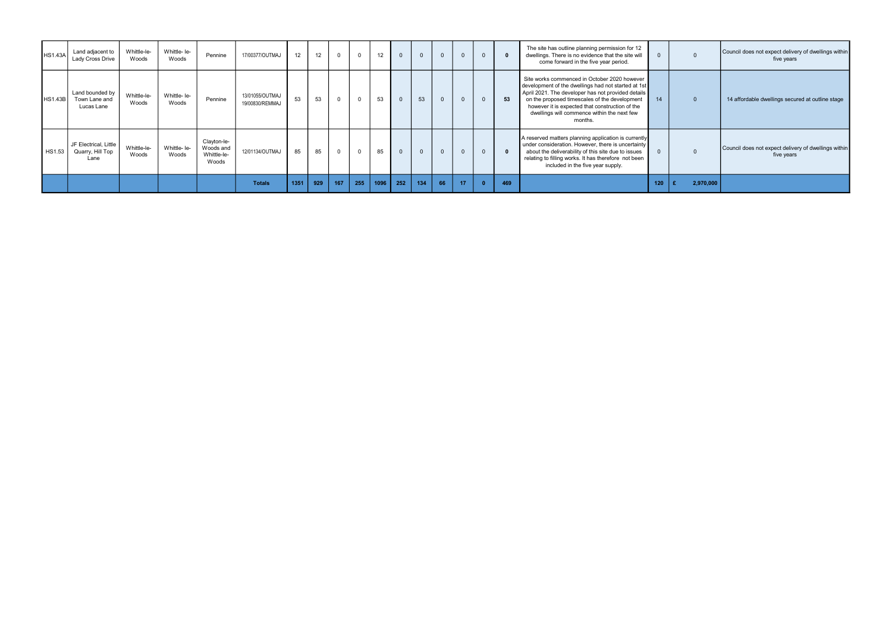| | | | | | | | | | | | | | | | | | | | | |
|---|---|---|---|---|---|---|---|---|---|---|---|---|---|---|---|---|---|---|---|---|
| HS1.43A | Land adjacent to Lady Cross Drive | Whittle-le-Woods | Whittle- le-Woods | Pennine | 17/00377/OUTMAJ | 12 | 12 | 0 | 0 | 12 | 0 | 0 | 0 | 0 | 0 | 0 | The site has outline planning permission for 12 dwellings. There is no evidence that the site will come forward in the five year period. | 0 | 0 | Council does not expect delivery of dwellings within five years |
| HS1.43B | Land bounded by Town Lane and Lucas Lane | Whittle-le-Woods | Whittle- le-Woods | Pennine | 13/01055/OUTMAJ 19/00830/REMMAJ | 53 | 53 | 0 | 0 | 53 | 0 | 53 | 0 | 0 | 0 | 53 | Site works commenced in October 2020 however development of the dwellings had not started at 1st April 2021. The developer has not provided details on the proposed timescales of the development however it is expected that construction of the dwellings will commence within the next few months. | 14 | 0 | 14 affordable dwellings secured at outline stage |
| HS1.53 | JF Electrical, Little Quarry, Hill Top Lane | Whittle-le-Woods | Whittle- le-Woods | Clayton-le-Woods and Whittle-le-Woods | 12/01134/OUTMAJ | 85 | 85 | 0 | 0 | 85 | 0 | 0 | 0 | 0 | 0 | 0 | A reserved matters planning application is currently under consideration. However, there is uncertainty about the deliverability of this site due to issues relating to filling works. It has therefore not been included in the five year supply. | 0 | 0 | Council does not expect delivery of dwellings within five years |
| | | | | | **Totals** | **1351** | **929** | **167** | **255** | **1096** | **252** | **134** | **66** | **17** | **0** | **469** | | **120** | **£ 2,970,000** | |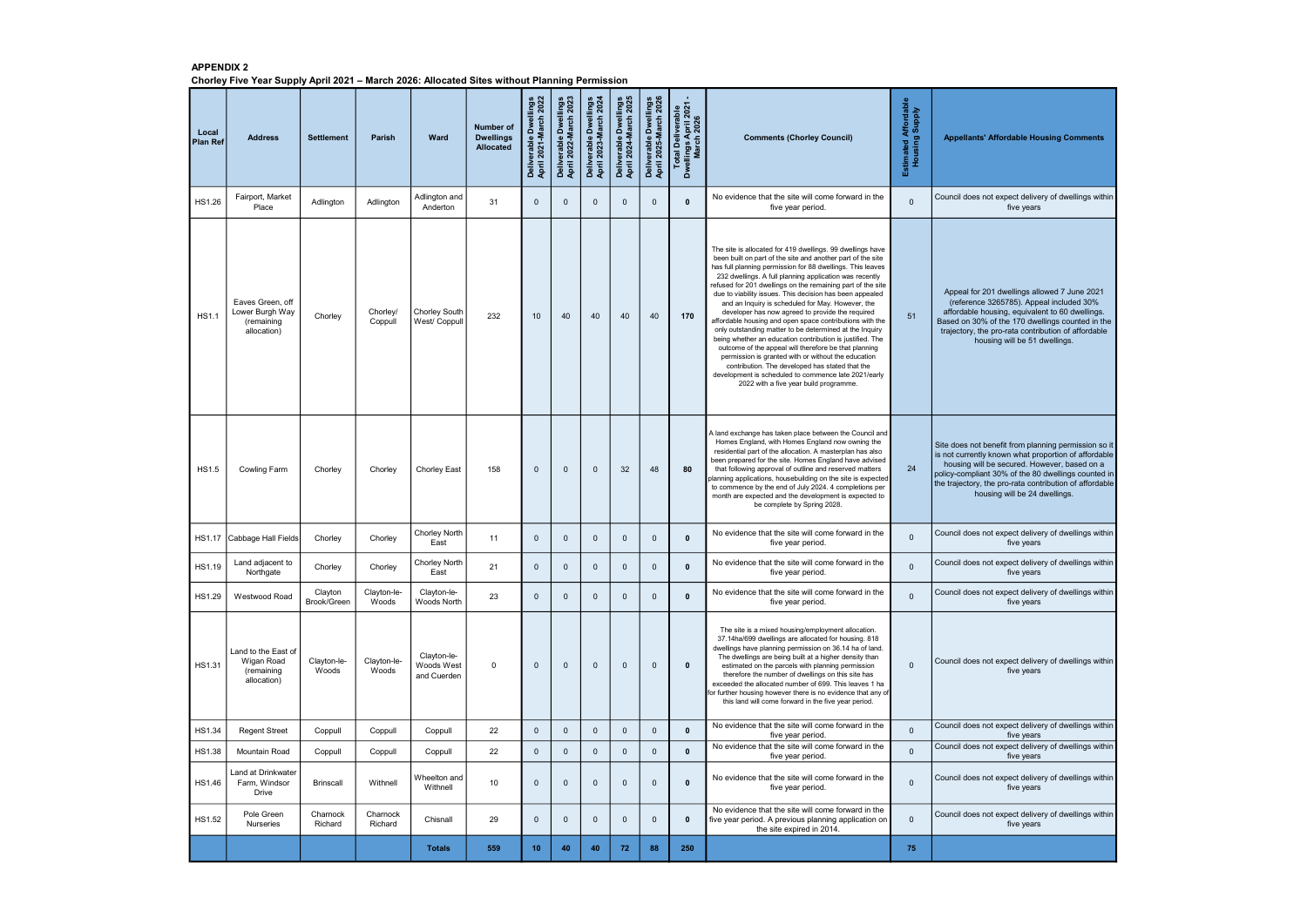**APPENDIX 2**

**Chorley Five Year Supply April 2021 – March 2026: Allocated Sites without Planning Permission**

| Local Plan Ref | Address | Settlement | Parish | Ward | Number of Dwellings Allocated | Deliverable Dwellings April 2021-March 2022 | Deliverable Dwellings April 2022-March 2023 | Deliverable Dwellings April 2023-March 2024 | Deliverable Dwellings April 2024-March 2025 | Deliverable Dwellings April 2025-March 2026 | Total Deliverable Dwellings April 2021 - March 2026 | Comments (Chorley Council) | Estimated Affordable Housing Supply | Appellants' Affordable Housing Comments |
|---|---|---|---|---|---|---|---|---|---|---|---|---|---|---|
| HS1.26 | Fairport, Market Place | Adlington | Adlington | Adlington and Anderton | 31 | 0 | 0 | 0 | 0 | 0 | **0** | No evidence that the site will come forward in the five year period. | 0 | Council does not expect delivery of dwellings within five years |
| HS1.1 | Eaves Green, off Lower Burgh Way (remaining allocation) | Chorley | Chorley/ Coppull | Chorley South West/ Coppull | 232 | 10 | 40 | 40 | 40 | 40 | **170** | The site is allocated for 419 dwellings. 99 dwellings have been built on part of the site and another part of the site has full planning permission for 88 dwellings. This leaves 232 dwellings. A full planning application was recently refused for 201 dwellings on the remaining part of the site due to viability issues. This decision has been appealed and an Inquiry is scheduled for May. However, the developer has now agreed to provide the required affordable housing and open space contributions with the only outstanding matter to be determined at the Inquiry being whether an education contribution is justified. The outcome of the appeal will therefore be that planning permission is granted with or without the education contribution. The developed has stated that the development is scheduled to commence late 2021/early 2022 with a five year build programme. | 51 | Appeal for 201 dwellings allowed 7 June 2021 (reference 3265785). Appeal included 30% affordable housing, equivalent to 60 dwellings. Based on 30% of the 170 dwellings counted in the trajectory, the pro-rata contribution of affordable housing will be 51 dwellings. |
| HS1.5 | Cowling Farm | Chorley | Chorley | Chorley East | 158 | 0 | 0 | 0 | 32 | 48 | **80** | A land exchange has taken place between the Council and Homes England, with Homes England now owning the residential part of the allocation. A masterplan has also been prepared for the site. Homes England have advised that following approval of outline and reserved matters planning applications, housebuilding on the site is expected to commence by the end of July 2024. 4 completions per month are expected and the development is expected to be complete by Spring 2028. | 24 | Site does not benefit from planning permission so it is not currently known what proportion of affordable housing will be secured. However, based on a policy-compliant 30% of the 80 dwellings counted in the trajectory, the pro-rata contribution of affordable housing will be 24 dwellings. |
| HS1.17 | Cabbage Hall Fields | Chorley | Chorley | Chorley North East | 11 | 0 | 0 | 0 | 0 | 0 | **0** | No evidence that the site will come forward in the five year period. | 0 | Council does not expect delivery of dwellings within five years |
| HS1.19 | Land adjacent to Northgate | Chorley | Chorley | Chorley North East | 21 | 0 | 0 | 0 | 0 | 0 | **0** | No evidence that the site will come forward in the five year period. | 0 | Council does not expect delivery of dwellings within five years |
| HS1.29 | Westwood Road | Clayton Brook/Green | Clayton-le-Woods | Clayton-le-Woods North | 23 | 0 | 0 | 0 | 0 | 0 | **0** | No evidence that the site will come forward in the five year period. | 0 | Council does not expect delivery of dwellings within five years |
| HS1.31 | Land to the East of Wigan Road (remaining allocation) | Clayton-le-Woods | Clayton-le-Woods | Clayton-le-Woods West and Cuerden | 0 | 0 | 0 | 0 | 0 | 0 | **0** | The site is a mixed housing/employment allocation. 37.14ha/699 dwellings are allocated for housing. 818 dwellings have planning permission on 36.14 ha of land. The dwellings are being built at a higher density than estimated on the parcels with planning permission therefore the number of dwellings on this site has exceeded the allocated number of 699. This leaves 1 ha for further housing however there is no evidence that any of this land will come forward in the five year period. | 0 | Council does not expect delivery of dwellings within five years |
| HS1.34 | Regent Street | Coppull | Coppull | Coppull | 22 | 0 | 0 | 0 | 0 | 0 | **0** | No evidence that the site will come forward in the five year period. | 0 | Council does not expect delivery of dwellings within five years |
| HS1.38 | Mountain Road | Coppull | Coppull | Coppull | 22 | 0 | 0 | 0 | 0 | 0 | **0** | No evidence that the site will come forward in the five year period. | 0 | Council does not expect delivery of dwellings within five years |
| HS1.46 | Land at Drinkwater Farm, Windsor Drive | Brinscall | Withnell | Wheelton and Withnell | 10 | 0 | 0 | 0 | 0 | 0 | **0** | No evidence that the site will come forward in the five year period. | 0 | Council does not expect delivery of dwellings within five years |
| HS1.52 | Pole Green Nurseries | Charnock Richard | Charnock Richard | Chisnall | 29 | 0 | 0 | 0 | 0 | 0 | **0** | No evidence that the site will come forward in the five year period. A previous planning application on the site expired in 2014. | 0 | Council does not expect delivery of dwellings within five years |
| | | | | **Totals** | **559** | **10** | **40** | **40** | **72** | **88** | **250** | | **75** | |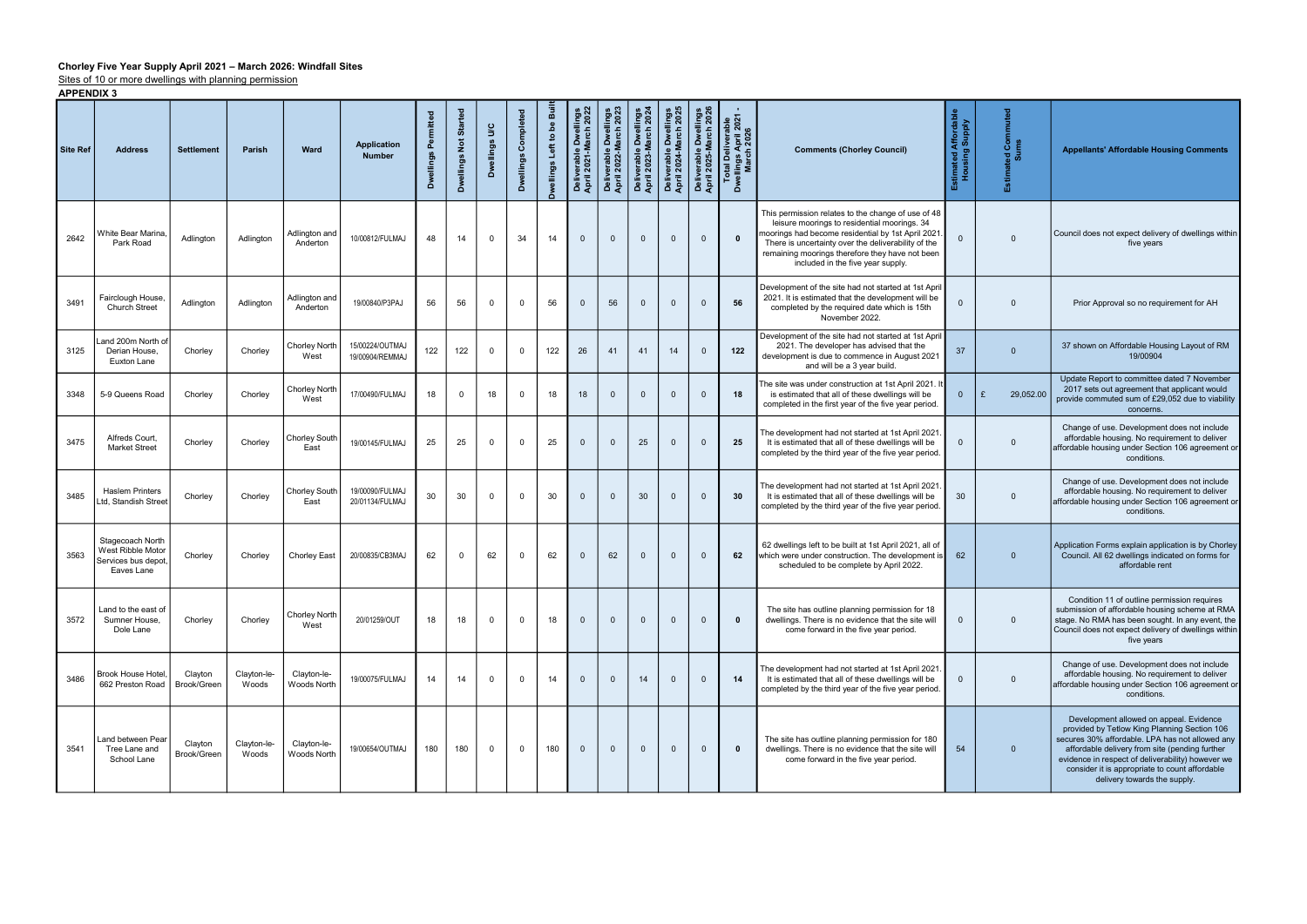**Chorley Five Year Supply April 2021 – March 2026: Windfall Sites**

Sites of 10 or more dwellings with planning permission

**APPENDIX 3**

| Site Ref | Address | Settlement | Parish | Ward | Application Number | Dwellings Permitted | Dwellings Not Started | Dwellings U/C | Dwellings Completed | Dwellings Left to be Built | Deliverable Dwellings April 2021-March 2022 | Deliverable Dwellings April 2022-March 2023 | Deliverable Dwellings April 2023-March 2024 | Deliverable Dwellings April 2024-March 2025 | Deliverable Dwellings April 2025-March 2026 | Total Deliverable Dwellings April 2021 - March 2026 | Comments (Chorley Council) | Estimated Affordable Housing Supply | Estimated Commuted Sums | Appellants' Affordable Housing Comments |
|---|---|---|---|---|---|---|---|---|---|---|---|---|---|---|---|---|---|---|---|---|
| 2642 | White Bear Marina, Park Road | Adlington | Adlington | Adlington and Anderton | 10/00812/FULMAJ | 48 | 14 | 0 | 34 | 14 | 0 | 0 | 0 | 0 | 0 | 0 | This permission relates to the change of use of 48 leisure moorings to residential moorings. 34 moorings had become residential by 1st April 2021. There is uncertainty over the deliverability of the remaining moorings therefore they have not been included in the five year supply. | 0 | 0 | Council does not expect delivery of dwellings within five years |
| 3491 | Fairclough House, Church Street | Adlington | Adlington | Adlington and Anderton | 19/00840/P3PAJ | 56 | 56 | 0 | 0 | 56 | 0 | 56 | 0 | 0 | 0 | 56 | Development of the site had not started at 1st April 2021. It is estimated that the development will be completed by the required date which is 15th November 2022. | 0 | 0 | Prior Approval so no requirement for AH |
| 3125 | Land 200m North of Derian House, Euxton Lane | Chorley | Chorley | Chorley North West | 15/00224/OUTMAJ 19/00904/REMMAJ | 122 | 122 | 0 | 0 | 122 | 26 | 41 | 41 | 14 | 0 | 122 | Development of the site had not started at 1st April 2021. The developer has advised that the development is due to commence in August 2021 and will be a 3 year build. | 37 | 0 | 37 shown on Affordable Housing Layout of RM 19/00904 |
| 3348 | 5-9 Queens Road | Chorley | Chorley | Chorley North West | 17/00490/FULMAJ | 18 | 0 | 18 | 0 | 18 | 18 | 0 | 0 | 0 | 0 | 18 | The site was under construction at 1st April 2021. It is estimated that all of these dwellings will be completed in the first year of the five year period. | 0 | £ 29,052.00 | Update Report to committee dated 7 November 2017 sets out agreement that applicant would provide commuted sum of £29,052 due to viability concerns. |
| 3475 | Alfreds Court, Market Street | Chorley | Chorley | Chorley South East | 19/00145/FULMAJ | 25 | 25 | 0 | 0 | 25 | 0 | 0 | 25 | 0 | 0 | 25 | The development had not started at 1st April 2021. It is estimated that all of these dwellings will be completed by the third year of the five year period. | 0 | 0 | Change of use. Development does not include affordable housing. No requirement to deliver affordable housing under Section 106 agreement or conditions. |
| 3485 | Haslem Printers Ltd, Standish Street | Chorley | Chorley | Chorley South East | 19/00090/FULMAJ 20/01134/FULMAJ | 30 | 30 | 0 | 0 | 30 | 0 | 0 | 30 | 0 | 0 | 30 | The development had not started at 1st April 2021. It is estimated that all of these dwellings will be completed by the third year of the five year period. | 30 | 0 | Change of use. Development does not include affordable housing. No requirement to deliver affordable housing under Section 106 agreement or conditions. |
| 3563 | Stagecoach North West Ribble Motor Services bus depot, Eaves Lane | Chorley | Chorley | Chorley East | 20/00835/CB3MAJ | 62 | 0 | 62 | 0 | 62 | 0 | 62 | 0 | 0 | 0 | 62 | 62 dwellings left to be built at 1st April 2021, all of which were under construction. The development is scheduled to be complete by April 2022. | 62 | 0 | Application Forms explain application is by Chorley Council. All 62 dwellings indicated on forms for affordable rent |
| 3572 | Land to the east of Sumner House, Dole Lane | Chorley | Chorley | Chorley North West | 20/01259/OUT | 18 | 18 | 0 | 0 | 18 | 0 | 0 | 0 | 0 | 0 | 0 | The site has outline planning permission for 18 dwellings. There is no evidence that the site will come forward in the five year period. | 0 | 0 | Condition 11 of outline permission requires submission of affordable housing scheme at RMA stage. No RMA has been sought. In any event, the Council does not expect delivery of dwellings within five years |
| 3486 | Brook House Hotel, 662 Preston Road | Clayton Brook/Green | Clayton-le-Woods | Clayton-le-Woods North | 19/00075/FULMAJ | 14 | 14 | 0 | 0 | 14 | 0 | 0 | 14 | 0 | 0 | 14 | The development had not started at 1st April 2021. It is estimated that all of these dwellings will be completed by the third year of the five year period. | 0 | 0 | Change of use. Development does not include affordable housing. No requirement to deliver affordable housing under Section 106 agreement or conditions. |
| 3541 | Land between Pear Tree Lane and School Lane | Clayton Brook/Green | Clayton-le-Woods | Clayton-le-Woods North | 19/00654/OUTMAJ | 180 | 180 | 0 | 0 | 180 | 0 | 0 | 0 | 0 | 0 | 0 | The site has outline planning permission for 180 dwellings. There is no evidence that the site will come forward in the five year period. | 54 | 0 | Development allowed on appeal. Evidence provided by Tetlow King Planning Section 106 secures 30% affordable. LPA has not allowed any affordable delivery from site (pending further evidence in respect of deliverability) however we consider it is appropriate to count affordable delivery towards the supply. |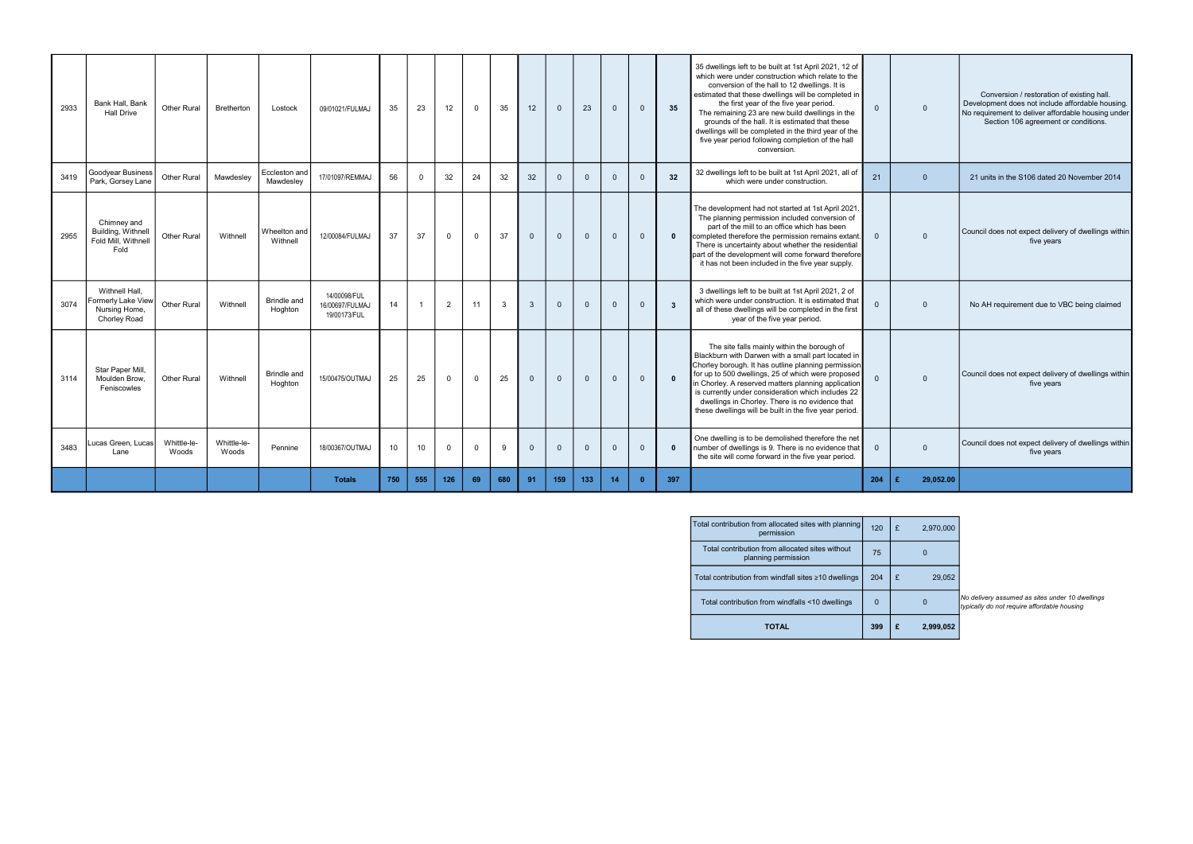| | | | | | | | | | | | | | | | | | | | | | |
|---|---|---|---|---|---|---|---|---|---|---|---|---|---|---|---|---|---|---|---|---|---|
| 2933 | Bank Hall, Bank Hall Drive | Other Rural | Bretherton | Lostock | 09/01021/FULMAJ | 35 | 23 | 12 | 0 | 35 | 12 | 0 | 23 | 0 | 0 | 35 | 35 dwellings left to be built at 1st April 2021, 12 of which were under construction which relate to the conversion of the hall to 12 dwellings. It is estimated that these dwellings will be completed in the first year of the five year period. The remaining 23 are new build dwellings in the grounds of the hall. It is estimated that these dwellings will be completed in the third year of the five year period following completion of the hall conversion. | 0 | | 0 | Conversion / restoration of existing hall. Development does not include affordable housing. No requirement to deliver affordable housing under Section 106 agreement or conditions. |
| 3419 | Goodyear Business Park, Gorsey Lane | Other Rural | Mawdesley | Eccleston and Mawdesley | 17/01097/REMMAJ | 56 | 0 | 32 | 24 | 32 | 32 | 0 | 0 | 0 | 0 | 32 | 32 dwellings left to be built at 1st April 2021, all of which were under construction. | 21 | | 0 | 21 units in the S106 dated 20 November 2014 |
| 2955 | Chimney and Building, Withnell Fold Mill, Withnell Fold | Other Rural | Withnell | Wheelton and Withnell | 12/00084/FULMAJ | 37 | 37 | 0 | 0 | 37 | 0 | 0 | 0 | 0 | 0 | 0 | The development had not started at 1st April 2021. The planning permission included conversion of part of the mill to an office which has been completed therefore the permission remains extant. There is uncertainty about whether the residential part of the development will come forward therefore it has not been included in the five year supply. | 0 | | 0 | Council does not expect delivery of dwellings within five years |
| 3074 | Withnell Hall, Formerly Lake View Nursing Home, Chorley Road | Other Rural | Withnell | Brindle and Hoghton | 14/00098/FUL 16/00697/FULMAJ 19/00173/FUL | 14 | 1 | 2 | 11 | 3 | 3 | 0 | 0 | 0 | 0 | 3 | 3 dwellings left to be built at 1st April 2021, 2 of which were under construction. It is estimated that all of these dwellings will be completed in the first year of the five year period. | 0 | | 0 | No AH requirement due to VBC being claimed |
| 3114 | Star Paper Mill, Moulden Brow, Feniscowles | Other Rural | Withnell | Brindle and Hoghton | 15/00475/OUTMAJ | 25 | 25 | 0 | 0 | 25 | 0 | 0 | 0 | 0 | 0 | 0 | The site falls mainly within the borough of Blackburn with Darwen with a small part located in Chorley borough. It has outline planning permission for up to 500 dwellings, 25 of which were proposed in Chorley. A reserved matters planning application is currently under consideration which includes 22 dwellings in Chorley. There is no evidence that these dwellings will be built in the five year period. | 0 | | 0 | Council does not expect delivery of dwellings within five years |
| 3483 | Lucas Green, Lucas Lane | Whittle-le-Woods | Whittle-le-Woods | Pennine | 18/00367/OUTMAJ | 10 | 10 | 0 | 0 | 9 | 0 | 0 | 0 | 0 | 0 | 0 | One dwelling is to be demolished therefore the net number of dwellings is 9. There is no evidence that the site will come forward in the five year period. | 0 | | 0 | Council does not expect delivery of dwellings within five years |
| | | | | | **Totals** | **750** | **555** | **126** | **69** | **680** | **91** | **159** | **133** | **14** | **0** | **397** | | **204** | **£** | **29,052.00** | |

| | | | |
|---|---|---|---|
| Total contribution from allocated sites with planning permission | 120 | £ | 2,970,000 |
| Total contribution from allocated sites without planning permission | 75 | | 0 |
| Total contribution from windfall sites ≥10 dwellings | 204 | £ | 29,052 |
| Total contribution from windfalls <10 dwellings | 0 | | 0 |
| **TOTAL** | **399** | **£** | **2,999,052** |

*No delivery assumed as sites under 10 dwellings typically do not require affordable housing*